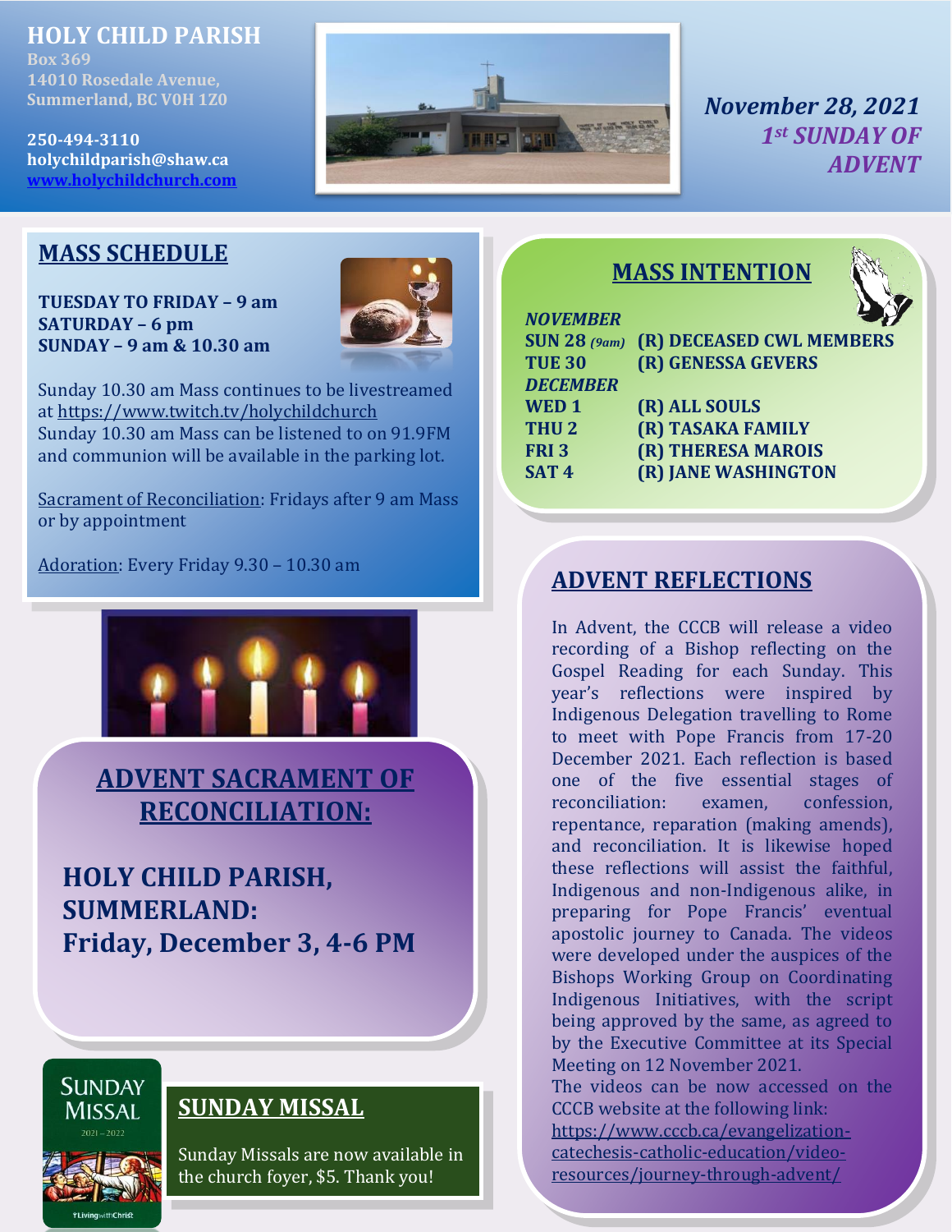# HOLY CHILD PARISH

Box 369
14010 Rosedale Avenue,
Summerland, BC V0H 1Z0

250-494-3110
holychildparish@shaw.ca
www.holychildchurch.com

*November 28, 2021*
*1st SUNDAY OF ADVENT*

## MASS SCHEDULE

**TUESDAY TO FRIDAY – 9 am**
**SATURDAY – 6 pm**
**SUNDAY – 9 am & 10.30 am**

Sunday 10.30 am Mass continues to be livestreamed at https://www.twitch.tv/holychildchurch
Sunday 10.30 am Mass can be listened to on 91.9FM and communion will be available in the parking lot.

Sacrament of Reconciliation: Fridays after 9 am Mass or by appointment

Adoration: Every Friday 9.30 – 10.30 am

## ADVENT SACRAMENT OF RECONCILIATION:

**HOLY CHILD PARISH, SUMMERLAND:**
**Friday, December 3, 4-6 PM**

## SUNDAY MISSAL

Sunday Missals are now available in the church foyer, $5. Thank you!

## MASS INTENTION

| | |
|---|---|
| ***NOVEMBER*** | |
| **SUN 28** *(9am)* | **(R) DECEASED CWL MEMBERS** |
| **TUE 30** | **(R) GENESSA GEVERS** |
| ***DECEMBER*** | |
| **WED 1** | **(R) ALL SOULS** |
| **THU 2** | **(R) TASAKA FAMILY** |
| **FRI 3** | **(R) THERESA MAROIS** |
| **SAT 4** | **(R) JANE WASHINGTON** |

## ADVENT REFLECTIONS

In Advent, the CCCB will release a video recording of a Bishop reflecting on the Gospel Reading for each Sunday. This year's reflections were inspired by Indigenous Delegation travelling to Rome to meet with Pope Francis from 17-20 December 2021. Each reflection is based one of the five essential stages of reconciliation: examen, confession, repentance, reparation (making amends), and reconciliation. It is likewise hoped these reflections will assist the faithful, Indigenous and non-Indigenous alike, in preparing for Pope Francis' eventual apostolic journey to Canada. The videos were developed under the auspices of the Bishops Working Group on Coordinating Indigenous Initiatives, with the script being approved by the same, as agreed to by the Executive Committee at its Special Meeting on 12 November 2021.
The videos can be now accessed on the CCCB website at the following link: https://www.cccb.ca/evangelization-catechesis-catholic-education/video-resources/journey-through-advent/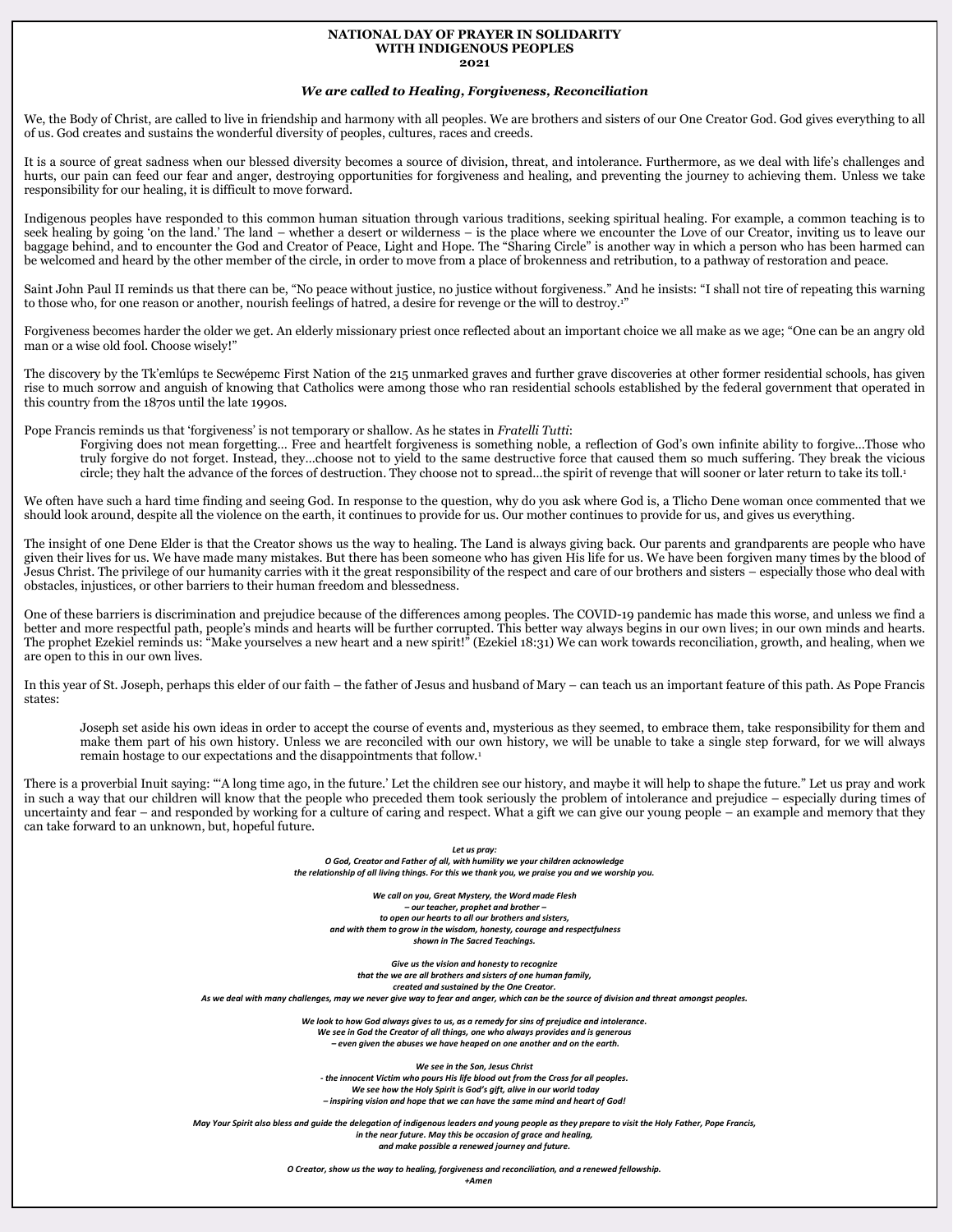**NATIONAL DAY OF PRAYER IN SOLIDARITY**
**WITH INDIGENOUS PEOPLES**
**2021**

### *We are called to Healing, Forgiveness, Reconciliation*

We, the Body of Christ, are called to live in friendship and harmony with all peoples. We are brothers and sisters of our One Creator God. God gives everything to all of us. God creates and sustains the wonderful diversity of peoples, cultures, races and creeds.

It is a source of great sadness when our blessed diversity becomes a source of division, threat, and intolerance. Furthermore, as we deal with life's challenges and hurts, our pain can feed our fear and anger, destroying opportunities for forgiveness and healing, and preventing the journey to achieving them. Unless we take responsibility for our healing, it is difficult to move forward.

Indigenous peoples have responded to this common human situation through various traditions, seeking spiritual healing. For example, a common teaching is to seek healing by going 'on the land.' The land – whether a desert or wilderness – is the place where we encounter the Love of our Creator, inviting us to leave our baggage behind, and to encounter the God and Creator of Peace, Light and Hope. The "Sharing Circle" is another way in which a person who has been harmed can be welcomed and heard by the other member of the circle, in order to move from a place of brokenness and retribution, to a pathway of restoration and peace.

Saint John Paul II reminds us that there can be, "No peace without justice, no justice without forgiveness." And he insists: "I shall not tire of repeating this warning to those who, for one reason or another, nourish feelings of hatred, a desire for revenge or the will to destroy.[1]"

Forgiveness becomes harder the older we get. An elderly missionary priest once reflected about an important choice we all make as we age; "One can be an angry old man or a wise old fool. Choose wisely!"

The discovery by the Tk'emlúps te Secwépemc First Nation of the 215 unmarked graves and further grave discoveries at other former residential schools, has given rise to much sorrow and anguish of knowing that Catholics were among those who ran residential schools established by the federal government that operated in this country from the 1870s until the late 1990s.

Pope Francis reminds us that 'forgiveness' is not temporary or shallow. As he states in *Fratelli Tutti*:

> Forgiving does not mean forgetting… Free and heartfelt forgiveness is something noble, a reflection of God's own infinite ability to forgive…Those who truly forgive do not forget. Instead, they…choose not to yield to the same destructive force that caused them so much suffering. They break the vicious circle; they halt the advance of the forces of destruction. They choose not to spread…the spirit of revenge that will sooner or later return to take its toll.[1]

We often have such a hard time finding and seeing God. In response to the question, why do you ask where God is, a Tlicho Dene woman once commented that we should look around, despite all the violence on the earth, it continues to provide for us. Our mother continues to provide for us, and gives us everything.

The insight of one Dene Elder is that the Creator shows us the way to healing. The Land is always giving back. Our parents and grandparents are people who have given their lives for us. We have made many mistakes. But there has been someone who has given His life for us. We have been forgiven many times by the blood of Jesus Christ. The privilege of our humanity carries with it the great responsibility of the respect and care of our brothers and sisters – especially those who deal with obstacles, injustices, or other barriers to their human freedom and blessedness.

One of these barriers is discrimination and prejudice because of the differences among peoples. The COVID-19 pandemic has made this worse, and unless we find a better and more respectful path, people's minds and hearts will be further corrupted. This better way always begins in our own lives; in our own minds and hearts. The prophet Ezekiel reminds us: "Make yourselves a new heart and a new spirit!" (Ezekiel 18:31) We can work towards reconciliation, growth, and healing, when we are open to this in our own lives.

In this year of St. Joseph, perhaps this elder of our faith – the father of Jesus and husband of Mary – can teach us an important feature of this path. As Pope Francis states:

> Joseph set aside his own ideas in order to accept the course of events and, mysterious as they seemed, to embrace them, take responsibility for them and make them part of his own history. Unless we are reconciled with our own history, we will be unable to take a single step forward, for we will always remain hostage to our expectations and the disappointments that follow.[1]

There is a proverbial Inuit saying: "'A long time ago, in the future.' Let the children see our history, and maybe it will help to shape the future." Let us pray and work in such a way that our children will know that the people who preceded them took seriously the problem of intolerance and prejudice – especially during times of uncertainty and fear – and responded by working for a culture of caring and respect. What a gift we can give our young people – an example and memory that they can take forward to an unknown, but, hopeful future.

***Let us pray:***
***O God, Creator and Father of all, with humility we your children acknowledge***
***the relationship of all living things. For this we thank you, we praise you and we worship you.***

***We call on you, Great Mystery, the Word made Flesh***
***– our teacher, prophet and brother –***
***to open our hearts to all our brothers and sisters,***
***and with them to grow in the wisdom, honesty, courage and respectfulness***
***shown in The Sacred Teachings.***

***Give us the vision and honesty to recognize***
***that the we are all brothers and sisters of one human family,***
***created and sustained by the One Creator.***
***As we deal with many challenges, may we never give way to fear and anger, which can be the source of division and threat amongst peoples.***

***We look to how God always gives to us, as a remedy for sins of prejudice and intolerance.***
***We see in God the Creator of all things, one who always provides and is generous***
***– even given the abuses we have heaped on one another and on the earth.***

***We see in the Son, Jesus Christ***
***- the innocent Victim who pours His life blood out from the Cross for all peoples.***
***We see how the Holy Spirit is God's gift, alive in our world today***
***– inspiring vision and hope that we can have the same mind and heart of God!***

***May Your Spirit also bless and guide the delegation of indigenous leaders and young people as they prepare to visit the Holy Father, Pope Francis,***
***in the near future. May this be occasion of grace and healing,***
***and make possible a renewed journey and future.***

***O Creator, show us the way to healing, forgiveness and reconciliation, and a renewed fellowship.***
***+Amen***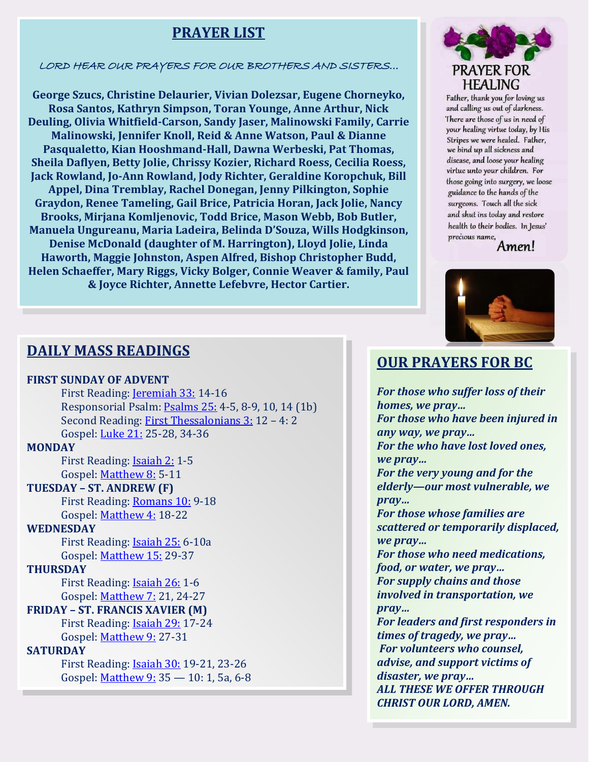## PRAYER LIST

LORD HEAR OUR PRAYERS FOR OUR BROTHERS AND SISTERS…

**George Szucs, Christine Delaurier, Vivian Dolezsar, Eugene Chorneyko, Rosa Santos, Kathryn Simpson, Toran Younge, Anne Arthur, Nick Deuling, Olivia Whitfield-Carson, Sandy Jaser, Malinowski Family, Carrie Malinowski, Jennifer Knoll, Reid & Anne Watson, Paul & Dianne Pasqualetto, Kian Hooshmand-Hall, Dawna Werbeski, Pat Thomas, Sheila Daflyen, Betty Jolie, Chrissy Kozier, Richard Roess, Cecilia Roess, Jack Rowland, Jo-Ann Rowland, Jody Richter, Geraldine Koropchuk, Bill Appel, Dina Tremblay, Rachel Donegan, Jenny Pilkington, Sophie Graydon, Renee Tameling, Gail Brice, Patricia Horan, Jack Jolie, Nancy Brooks, Mirjana Komljenovic, Todd Brice, Mason Webb, Bob Butler, Manuela Ungureanu, Maria Ladeira, Belinda D'Souza, Wills Hodgkinson, Denise McDonald (daughter of M. Harrington), Lloyd Jolie, Linda Haworth, Maggie Johnston, Aspen Alfred, Bishop Christopher Budd, Helen Schaeffer, Mary Riggs, Vicky Bolger, Connie Weaver & family, Paul & Joyce Richter, Annette Lefebvre, Hector Cartier.**

### PRAYER FOR HEALING

Father, thank you for loving us and calling us out of darkness. There are those of us in need of your healing virtue today, by His Stripes we were healed. Father, we bind up all sickness and disease, and loose your healing virtue unto your children. For those going into surgery, we loose guidance to the hands of the surgeons. Touch all the sick and shut ins today and restore health to their bodies. In Jesus' precious name,

Amen!

## DAILY MASS READINGS

**FIRST SUNDAY OF ADVENT**
- First Reading: Jeremiah 33: 14-16
- Responsorial Psalm: Psalms 25: 4-5, 8-9, 10, 14 (1b)
- Second Reading: First Thessalonians 3: 12 – 4: 2
- Gospel: Luke 21: 25-28, 34-36

**MONDAY**
- First Reading: Isaiah 2: 1-5
- Gospel: Matthew 8: 5-11

**TUESDAY – ST. ANDREW (F)**
- First Reading: Romans 10: 9-18
- Gospel: Matthew 4: 18-22

**WEDNESDAY**
- First Reading: Isaiah 25: 6-10a
- Gospel: Matthew 15: 29-37

**THURSDAY**
- First Reading: Isaiah 26: 1-6
- Gospel: Matthew 7: 21, 24-27

**FRIDAY – ST. FRANCIS XAVIER (M)**
- First Reading: Isaiah 29: 17-24
- Gospel: Matthew 9: 27-31

**SATURDAY**
- First Reading: Isaiah 30: 19-21, 23-26
- Gospel: Matthew 9: 35 — 10: 1, 5a, 6-8

## OUR PRAYERS FOR BC

***For those who suffer loss of their homes, we pray…***
***For those who have been injured in any way, we pray…***
***For the who have lost loved ones, we pray…***
***For the very young and for the elderly—our most vulnerable, we pray…***
***For those whose families are scattered or temporarily displaced, we pray…***
***For those who need medications, food, or water, we pray…***
***For supply chains and those involved in transportation, we pray…***
***For leaders and first responders in times of tragedy, we pray…***
***For volunteers who counsel, advise, and support victims of disaster, we pray…***
***ALL THESE WE OFFER THROUGH CHRIST OUR LORD, AMEN.***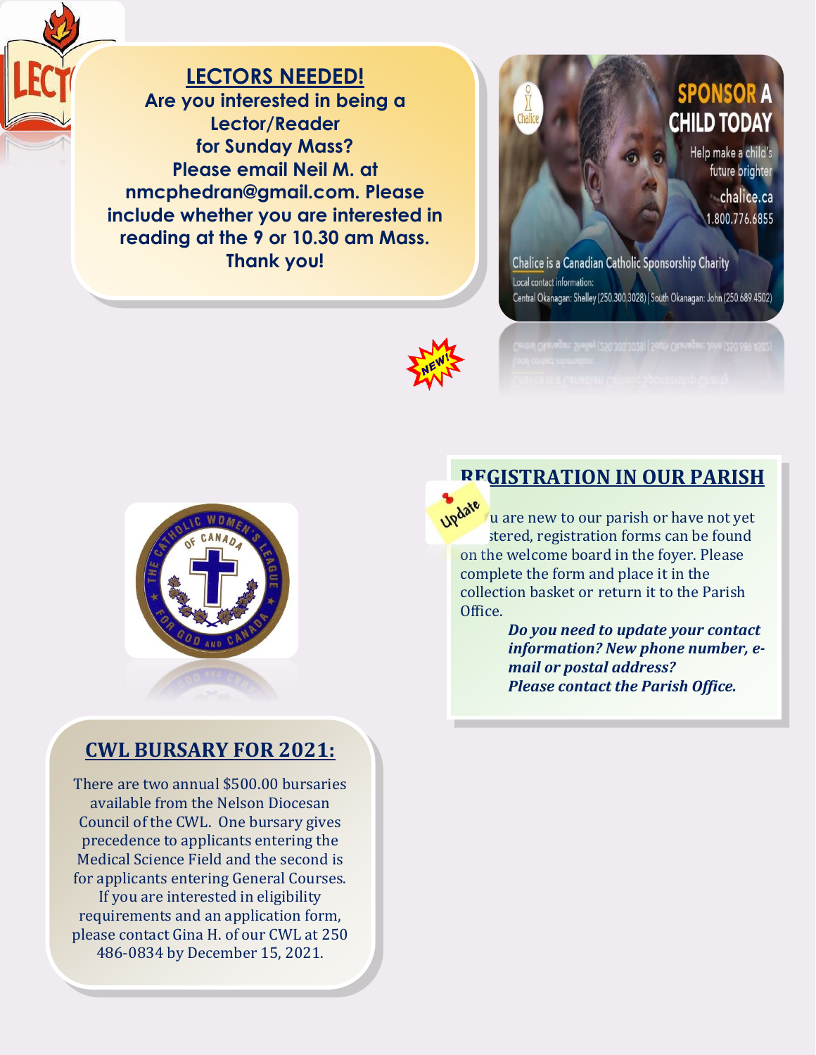## LECTORS NEEDED!

**Are you interested in being a Lector/Reader for Sunday Mass? Please email Neil M. at nmcphedran@gmail.com. Please include whether you are interested in reading at the 9 or 10.30 am Mass. Thank you!**

SPONSOR A CHILD TODAY

Help make a child's future brighter

chalice.ca

1.800.776.6855

Chalice is a Canadian Catholic Sponsorship Charity

Local contact information:

Central Okanagan: Shelley (250.300.3028) | South Okanagan: John (250.689.4502)

## REGISTRATION IN OUR PARISH

If you are new to our parish or have not yet registered, registration forms can be found on the welcome board in the foyer. Please complete the form and place it in the collection basket or return it to the Parish Office.

***Do you need to update your contact information? New phone number, e-mail or postal address? Please contact the Parish Office.***

## CWL BURSARY FOR 2021:

There are two annual $500.00 bursaries available from the Nelson Diocesan Council of the CWL. One bursary gives precedence to applicants entering the Medical Science Field and the second is for applicants entering General Courses. If you are interested in eligibility requirements and an application form, please contact Gina H. of our CWL at 250 486-0834 by December 15, 2021.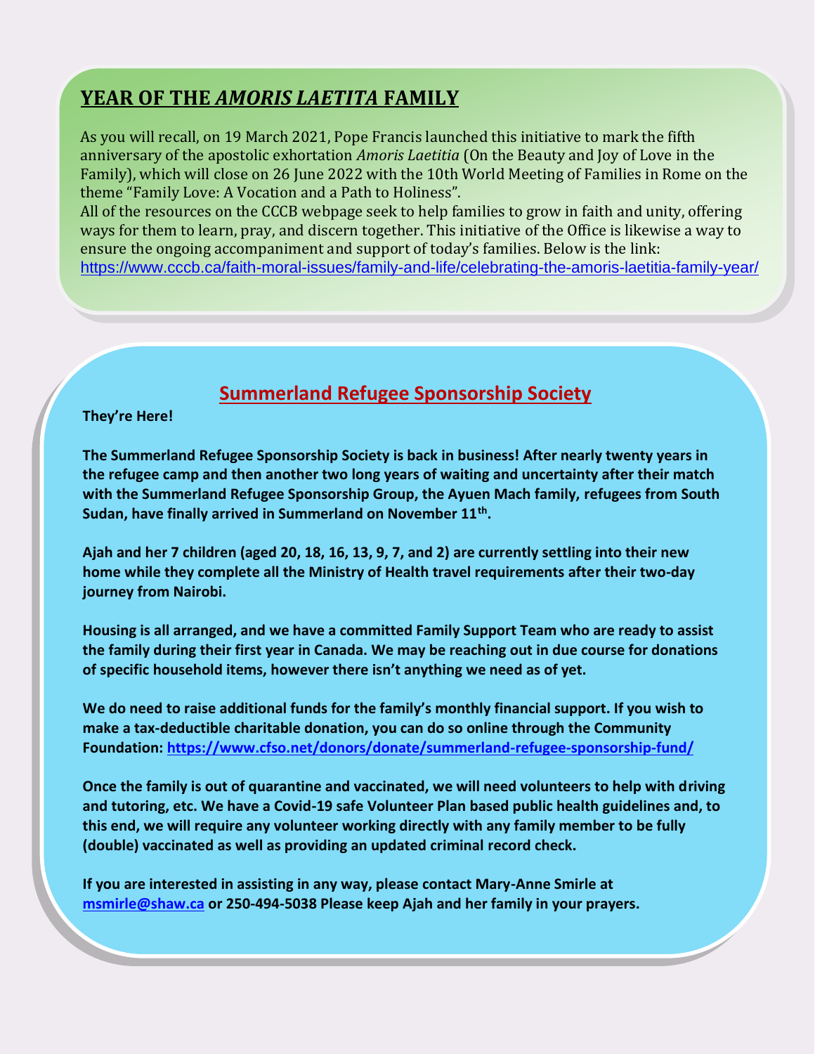## YEAR OF THE *AMORIS LAETITA* FAMILY

As you will recall, on 19 March 2021, Pope Francis launched this initiative to mark the fifth anniversary of the apostolic exhortation *Amoris Laetitia* (On the Beauty and Joy of Love in the Family), which will close on 26 June 2022 with the 10th World Meeting of Families in Rome on the theme "Family Love: A Vocation and a Path to Holiness".

All of the resources on the CCCB webpage seek to help families to grow in faith and unity, offering ways for them to learn, pray, and discern together. This initiative of the Office is likewise a way to ensure the ongoing accompaniment and support of today's families. Below is the link:
https://www.cccb.ca/faith-moral-issues/family-and-life/celebrating-the-amoris-laetitia-family-year/

## Summerland Refugee Sponsorship Society

**They're Here!**

**The Summerland Refugee Sponsorship Society is back in business! After nearly twenty years in the refugee camp and then another two long years of waiting and uncertainty after their match with the Summerland Refugee Sponsorship Group, the Ayuen Mach family, refugees from South Sudan, have finally arrived in Summerland on November 11th.**

**Ajah and her 7 children (aged 20, 18, 16, 13, 9, 7, and 2) are currently settling into their new home while they complete all the Ministry of Health travel requirements after their two-day journey from Nairobi.**

**Housing is all arranged, and we have a committed Family Support Team who are ready to assist the family during their first year in Canada. We may be reaching out in due course for donations of specific household items, however there isn't anything we need as of yet.**

**We do need to raise additional funds for the family's monthly financial support. If you wish to make a tax-deductible charitable donation, you can do so online through the Community Foundation: https://www.cfso.net/donors/donate/summerland-refugee-sponsorship-fund/**

**Once the family is out of quarantine and vaccinated, we will need volunteers to help with driving and tutoring, etc. We have a Covid-19 safe Volunteer Plan based public health guidelines and, to this end, we will require any volunteer working directly with any family member to be fully (double) vaccinated as well as providing an updated criminal record check.**

**If you are interested in assisting in any way, please contact Mary-Anne Smirle at msmirle@shaw.ca or 250-494-5038 Please keep Ajah and her family in your prayers.**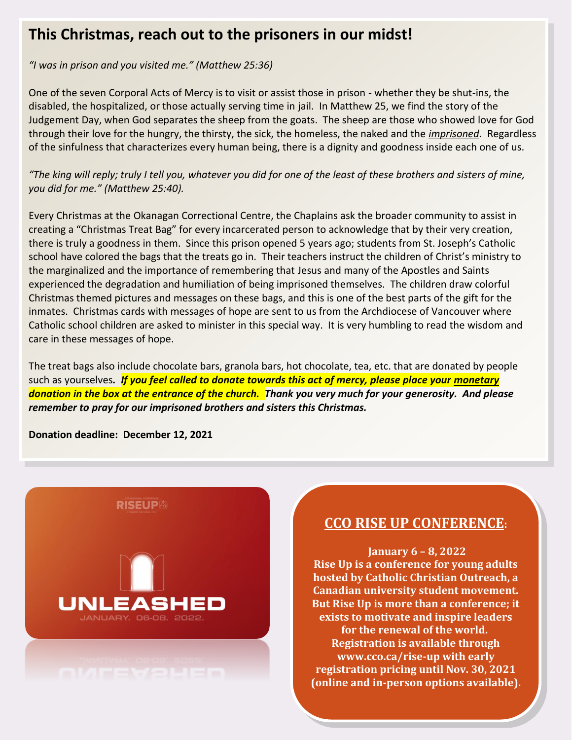## This Christmas, reach out to the prisoners in our midst!

*"I was in prison and you visited me." (Matthew 25:36)*

One of the seven Corporal Acts of Mercy is to visit or assist those in prison - whether they be shut-ins, the disabled, the hospitalized, or those actually serving time in jail. In Matthew 25, we find the story of the Judgement Day, when God separates the sheep from the goats. The sheep are those who showed love for God through their love for the hungry, the thirsty, the sick, the homeless, the naked and the ***imprisoned***. Regardless of the sinfulness that characterizes every human being, there is a dignity and goodness inside each one of us.

*"The king will reply; truly I tell you, whatever you did for one of the least of these brothers and sisters of mine, you did for me." (Matthew 25:40).*

Every Christmas at the Okanagan Correctional Centre, the Chaplains ask the broader community to assist in creating a "Christmas Treat Bag" for every incarcerated person to acknowledge that by their very creation, there is truly a goodness in them. Since this prison opened 5 years ago; students from St. Joseph's Catholic school have colored the bags that the treats go in. Their teachers instruct the children of Christ's ministry to the marginalized and the importance of remembering that Jesus and many of the Apostles and Saints experienced the degradation and humiliation of being imprisoned themselves. The children draw colorful Christmas themed pictures and messages on these bags, and this is one of the best parts of the gift for the inmates. Christmas cards with messages of hope are sent to us from the Archdiocese of Vancouver where Catholic school children are asked to minister in this special way. It is very humbling to read the wisdom and care in these messages of hope.

The treat bags also include chocolate bars, granola bars, hot chocolate, tea, etc. that are donated by people such as yourselves. ***If you feel called to donate towards this act of mercy, please place your monetary donation in the box at the entrance of the church. Thank you very much for your generosity. And please remember to pray for our imprisoned brothers and sisters this Christmas.***

**Donation deadline: December 12, 2021**

RISEUP

UNLEASHED

JANUARY. 06-08. 2022.

## CCO RISE UP CONFERENCE:

**January 6 – 8, 2022**
**Rise Up is a conference for young adults hosted by Catholic Christian Outreach, a Canadian university student movement. But Rise Up is more than a conference; it exists to motivate and inspire leaders for the renewal of the world. Registration is available through www.cco.ca/rise-up with early registration pricing until Nov. 30, 2021 (online and in-person options available).**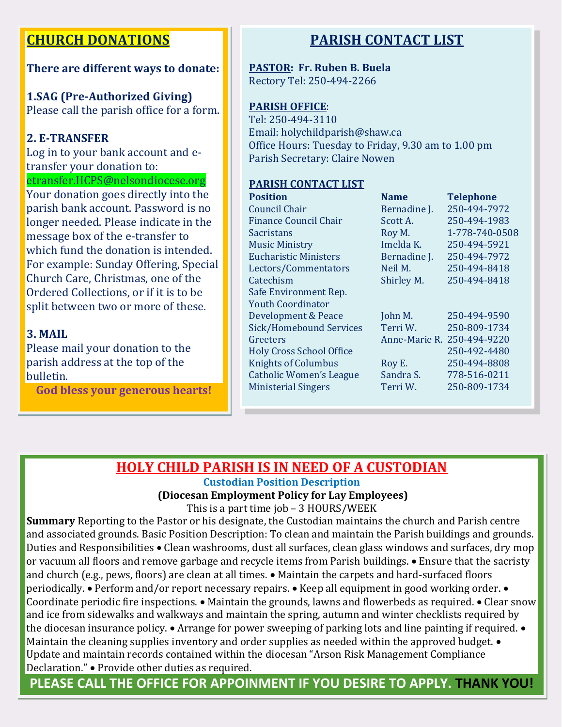## CHURCH DONATIONS

**There are different ways to donate:**

**1.SAG (Pre-Authorized Giving)**
Please call the parish office for a form.

**2. E-TRANSFER**
Log in to your bank account and e-transfer your donation to: etransfer.HCPS@nelsondiocese.org
Your donation goes directly into the parish bank account. Password is no longer needed. Please indicate in the message box of the e-transfer to which fund the donation is intended. For example: Sunday Offering, Special Church Care, Christmas, one of the Ordered Collections, or if it is to be split between two or more of these.

**3. MAIL**
Please mail your donation to the parish address at the top of the bulletin.

**God bless your generous hearts!**

## PARISH CONTACT LIST

**PASTOR: Fr. Ruben B. Buela**
Rectory Tel: 250-494-2266

**PARISH OFFICE**:
Tel: 250-494-3110
Email: holychildparish@shaw.ca
Office Hours: Tuesday to Friday, 9.30 am to 1.00 pm
Parish Secretary: Claire Nowen

**PARISH CONTACT LIST**

| Position | Name | Telephone |
|---|---|---|
| Council Chair | Bernadine J. | 250-494-7972 |
| Finance Council Chair | Scott A. | 250-494-1983 |
| Sacristans | Roy M. | 1-778-740-0508 |
| Music Ministry | Imelda K. | 250-494-5921 |
| Eucharistic Ministers | Bernadine J. | 250-494-7972 |
| Lectors/Commentators | Neil M. | 250-494-8418 |
| Catechism | Shirley M. | 250-494-8418 |
| Safe Environment Rep. | | |
| Youth Coordinator | | |
| Development & Peace | John M. | 250-494-9590 |
| Sick/Homebound Services | Terri W. | 250-809-1734 |
| Greeters | Anne-Marie R. | 250-494-9220 |
| Holy Cross School Office | | 250-492-4480 |
| Knights of Columbus | Roy E. | 250-494-8808 |
| Catholic Women's League | Sandra S. | 778-516-0211 |
| Ministerial Singers | Terri W. | 250-809-1734 |

## HOLY CHILD PARISH IS IN NEED OF A CUSTODIAN

**Custodian Position Description**

**(Diocesan Employment Policy for Lay Employees)**

This is a part time job – 3 HOURS/WEEK

**Summary** Reporting to the Pastor or his designate, the Custodian maintains the church and Parish centre and associated grounds. Basic Position Description: To clean and maintain the Parish buildings and grounds. Duties and Responsibilities • Clean washrooms, dust all surfaces, clean glass windows and surfaces, dry mop or vacuum all floors and remove garbage and recycle items from Parish buildings. • Ensure that the sacristy and church (e.g., pews, floors) are clean at all times. • Maintain the carpets and hard-surfaced floors periodically. • Perform and/or report necessary repairs. • Keep all equipment in good working order. • Coordinate periodic fire inspections. • Maintain the grounds, lawns and flowerbeds as required. • Clear snow and ice from sidewalks and walkways and maintain the spring, autumn and winter checklists required by the diocesan insurance policy. • Arrange for power sweeping of parking lots and line painting if required. • Maintain the cleaning supplies inventory and order supplies as needed within the approved budget. • Update and maintain records contained within the diocesan "Arson Risk Management Compliance Declaration." • Provide other duties as required.

**PLEASE CALL THE OFFICE FOR APPOINMENT IF YOU DESIRE TO APPLY. THANK YOU!**